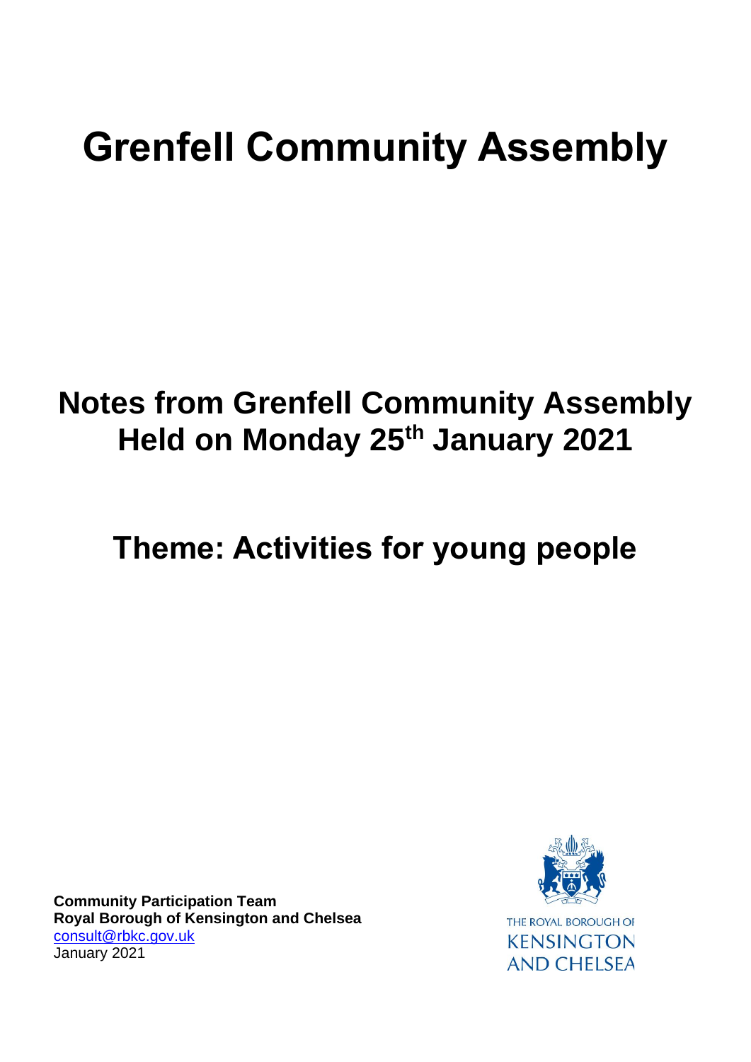# Grenfell Community Assembly

## Notes from Grenfell Community Assembly Held on Monday 25th January 2021

## Theme: Activities for young people

**Community Participation Team**
**Royal Borough of Kensington and Chelsea**
consult@rbkc.gov.uk
January 2021

THE ROYAL BOROUGH OF KENSINGTON AND CHELSEA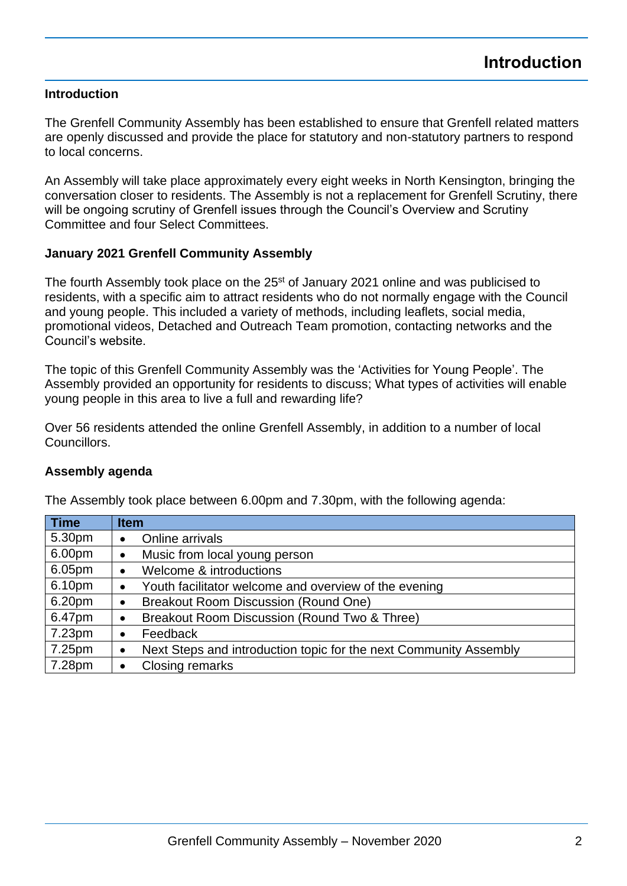# Introduction

**Introduction**

The Grenfell Community Assembly has been established to ensure that Grenfell related matters are openly discussed and provide the place for statutory and non-statutory partners to respond to local concerns.

An Assembly will take place approximately every eight weeks in North Kensington, bringing the conversation closer to residents. The Assembly is not a replacement for Grenfell Scrutiny, there will be ongoing scrutiny of Grenfell issues through the Council's Overview and Scrutiny Committee and four Select Committees.

**January 2021 Grenfell Community Assembly**

The fourth Assembly took place on the 25st of January 2021 online and was publicised to residents, with a specific aim to attract residents who do not normally engage with the Council and young people. This included a variety of methods, including leaflets, social media, promotional videos, Detached and Outreach Team promotion, contacting networks and the Council's website.

The topic of this Grenfell Community Assembly was the 'Activities for Young People'. The Assembly provided an opportunity for residents to discuss; What types of activities will enable young people in this area to live a full and rewarding life?

Over 56 residents attended the online Grenfell Assembly, in addition to a number of local Councillors.

**Assembly agenda**

The Assembly took place between 6.00pm and 7.30pm, with the following agenda:

| Time | Item |
|---|---|
| 5.30pm | • Online arrivals |
| 6.00pm | • Music from local young person |
| 6.05pm | • Welcome & introductions |
| 6.10pm | • Youth facilitator welcome and overview of the evening |
| 6.20pm | • Breakout Room Discussion (Round One) |
| 6.47pm | • Breakout Room Discussion (Round Two & Three) |
| 7.23pm | • Feedback |
| 7.25pm | • Next Steps and introduction topic for the next Community Assembly |
| 7.28pm | • Closing remarks |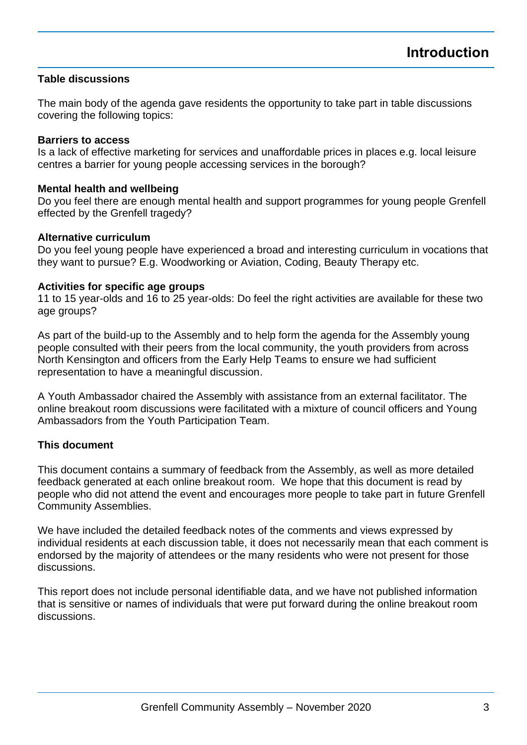# Introduction

### Table discussions

The main body of the agenda gave residents the opportunity to take part in table discussions covering the following topics:

**Barriers to access**
Is a lack of effective marketing for services and unaffordable prices in places e.g. local leisure centres a barrier for young people accessing services in the borough?

**Mental health and wellbeing**
Do you feel there are enough mental health and support programmes for young people Grenfell effected by the Grenfell tragedy?

**Alternative curriculum**
Do you feel young people have experienced a broad and interesting curriculum in vocations that they want to pursue? E.g. Woodworking or Aviation, Coding, Beauty Therapy etc.

**Activities for specific age groups**
11 to 15 year-olds and 16 to 25 year-olds: Do feel the right activities are available for these two age groups?

As part of the build-up to the Assembly and to help form the agenda for the Assembly young people consulted with their peers from the local community, the youth providers from across North Kensington and officers from the Early Help Teams to ensure we had sufficient representation to have a meaningful discussion.

A Youth Ambassador chaired the Assembly with assistance from an external facilitator. The online breakout room discussions were facilitated with a mixture of council officers and Young Ambassadors from the Youth Participation Team.

### This document

This document contains a summary of feedback from the Assembly, as well as more detailed feedback generated at each online breakout room. We hope that this document is read by people who did not attend the event and encourages more people to take part in future Grenfell Community Assemblies.

We have included the detailed feedback notes of the comments and views expressed by individual residents at each discussion table, it does not necessarily mean that each comment is endorsed by the majority of attendees or the many residents who were not present for those discussions.

This report does not include personal identifiable data, and we have not published information that is sensitive or names of individuals that were put forward during the online breakout room discussions.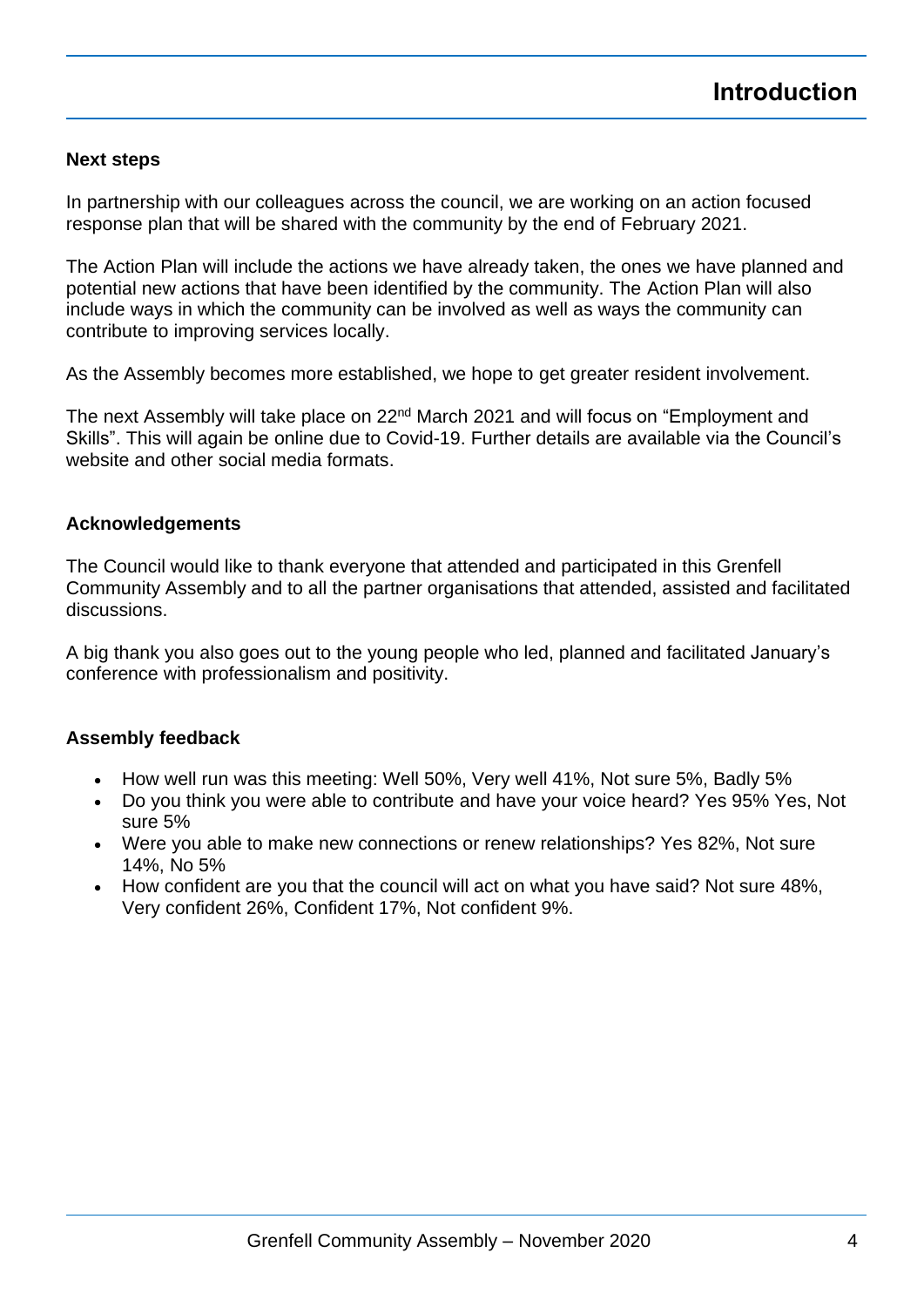# Introduction

**Next steps**

In partnership with our colleagues across the council, we are working on an action focused response plan that will be shared with the community by the end of February 2021.

The Action Plan will include the actions we have already taken, the ones we have planned and potential new actions that have been identified by the community. The Action Plan will also include ways in which the community can be involved as well as ways the community can contribute to improving services locally.

As the Assembly becomes more established, we hope to get greater resident involvement.

The next Assembly will take place on 22nd March 2021 and will focus on "Employment and Skills". This will again be online due to Covid-19. Further details are available via the Council's website and other social media formats.

**Acknowledgements**

The Council would like to thank everyone that attended and participated in this Grenfell Community Assembly and to all the partner organisations that attended, assisted and facilitated discussions.

A big thank you also goes out to the young people who led, planned and facilitated January's conference with professionalism and positivity.

**Assembly feedback**

- How well run was this meeting: Well 50%, Very well 41%, Not sure 5%, Badly 5%
- Do you think you were able to contribute and have your voice heard? Yes 95% Yes, Not sure 5%
- Were you able to make new connections or renew relationships? Yes 82%, Not sure 14%, No 5%
- How confident are you that the council will act on what you have said? Not sure 48%, Very confident 26%, Confident 17%, Not confident 9%.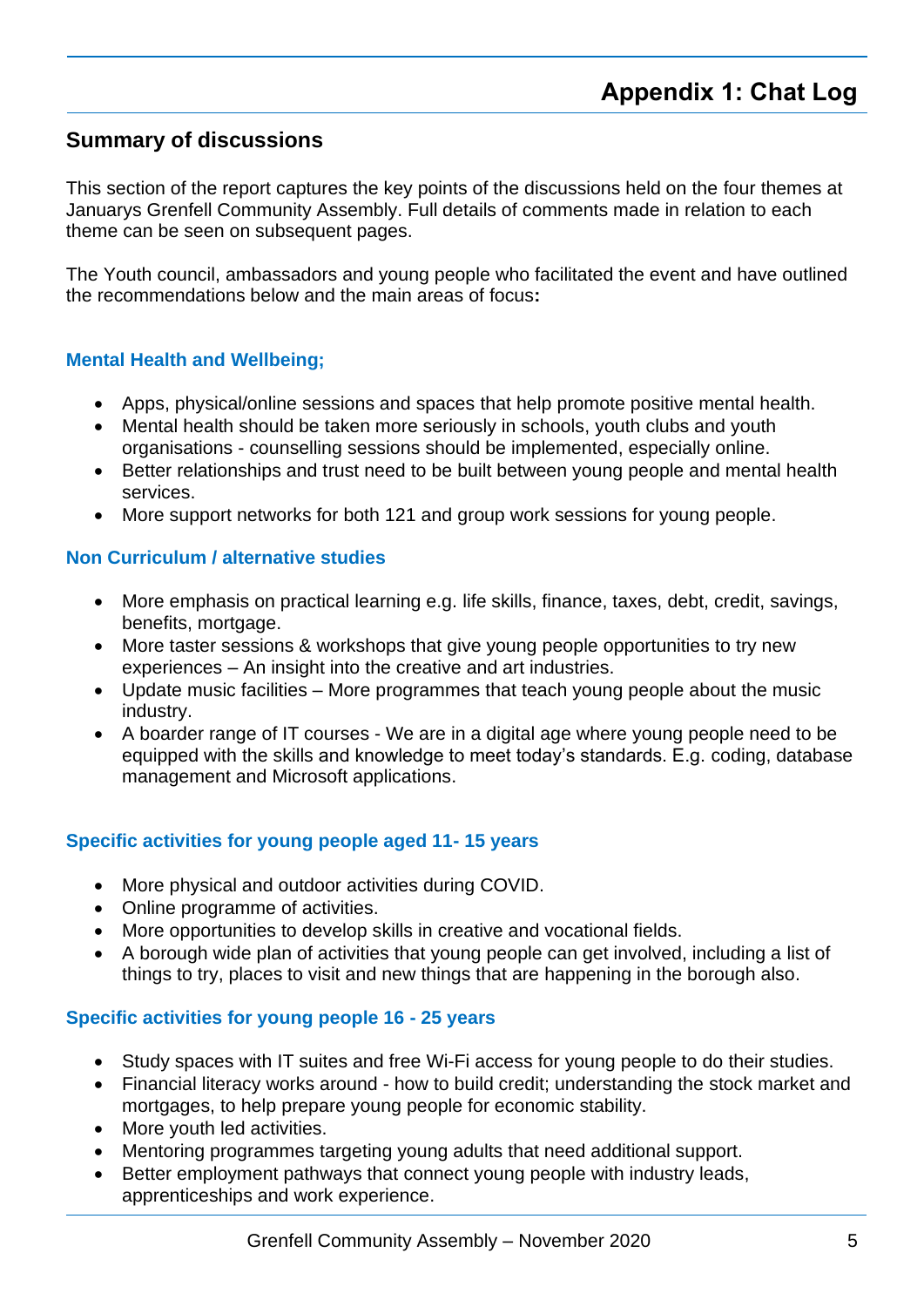# Appendix 1: Chat Log

## Summary of discussions

This section of the report captures the key points of the discussions held on the four themes at Januarys Grenfell Community Assembly. Full details of comments made in relation to each theme can be seen on subsequent pages.

The Youth council, ambassadors and young people who facilitated the event and have outlined the recommendations below and the main areas of focus**:**

### Mental Health and Wellbeing;

- Apps, physical/online sessions and spaces that help promote positive mental health.
- Mental health should be taken more seriously in schools, youth clubs and youth organisations - counselling sessions should be implemented, especially online.
- Better relationships and trust need to be built between young people and mental health services.
- More support networks for both 121 and group work sessions for young people.

### Non Curriculum / alternative studies

- More emphasis on practical learning e.g. life skills, finance, taxes, debt, credit, savings, benefits, mortgage.
- More taster sessions & workshops that give young people opportunities to try new experiences – An insight into the creative and art industries.
- Update music facilities – More programmes that teach young people about the music industry.
- A boarder range of IT courses - We are in a digital age where young people need to be equipped with the skills and knowledge to meet today's standards. E.g. coding, database management and Microsoft applications.

### Specific activities for young people aged 11- 15 years

- More physical and outdoor activities during COVID.
- Online programme of activities.
- More opportunities to develop skills in creative and vocational fields.
- A borough wide plan of activities that young people can get involved, including a list of things to try, places to visit and new things that are happening in the borough also.

### Specific activities for young people 16 - 25 years

- Study spaces with IT suites and free Wi-Fi access for young people to do their studies.
- Financial literacy works around - how to build credit; understanding the stock market and mortgages, to help prepare young people for economic stability.
- More youth led activities.
- Mentoring programmes targeting young adults that need additional support.
- Better employment pathways that connect young people with industry leads, apprenticeships and work experience.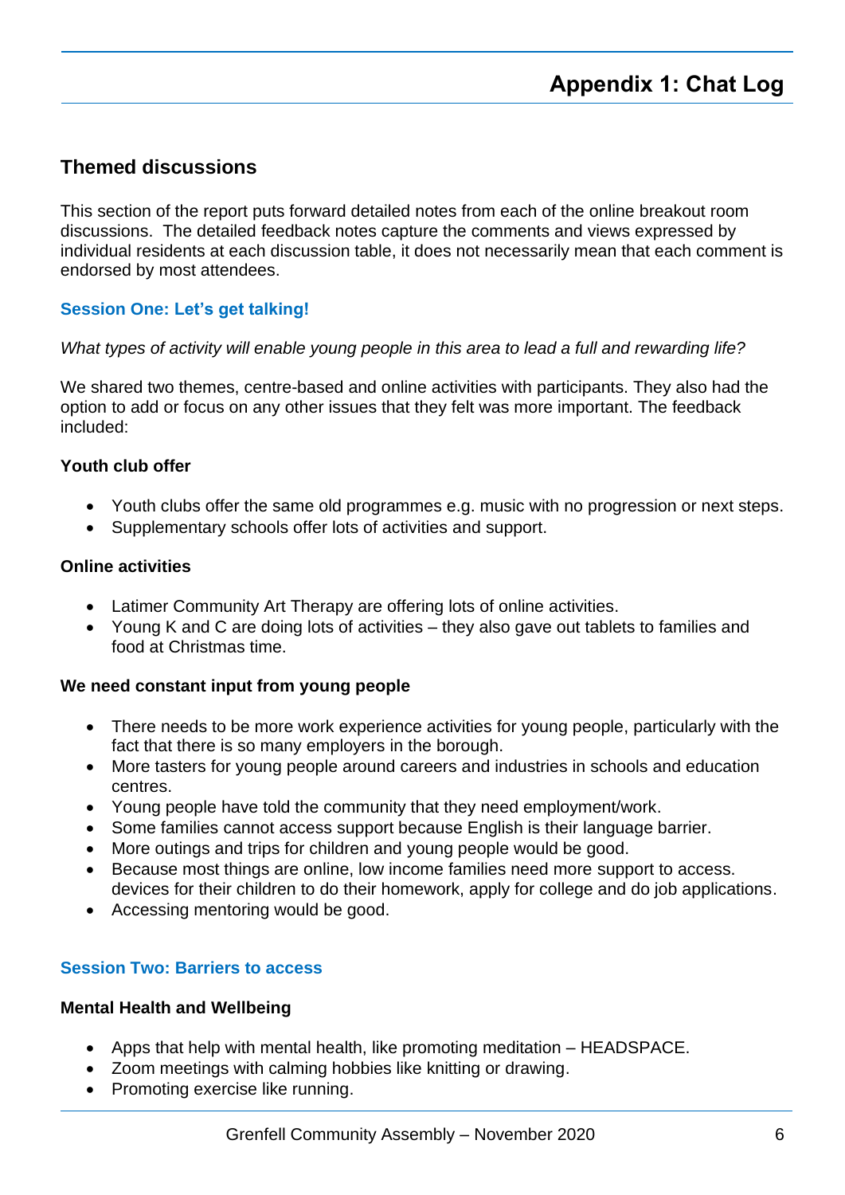# Appendix 1: Chat Log

## Themed discussions

This section of the report puts forward detailed notes from each of the online breakout room discussions. The detailed feedback notes capture the comments and views expressed by individual residents at each discussion table, it does not necessarily mean that each comment is endorsed by most attendees.

### Session One: Let's get talking!

*What types of activity will enable young people in this area to lead a full and rewarding life?*

We shared two themes, centre-based and online activities with participants. They also had the option to add or focus on any other issues that they felt was more important. The feedback included:

**Youth club offer**

- Youth clubs offer the same old programmes e.g. music with no progression or next steps.
- Supplementary schools offer lots of activities and support.

**Online activities**

- Latimer Community Art Therapy are offering lots of online activities.
- Young K and C are doing lots of activities – they also gave out tablets to families and food at Christmas time.

**We need constant input from young people**

- There needs to be more work experience activities for young people, particularly with the fact that there is so many employers in the borough.
- More tasters for young people around careers and industries in schools and education centres.
- Young people have told the community that they need employment/work.
- Some families cannot access support because English is their language barrier.
- More outings and trips for children and young people would be good.
- Because most things are online, low income families need more support to access. devices for their children to do their homework, apply for college and do job applications.
- Accessing mentoring would be good.

### Session Two: Barriers to access

**Mental Health and Wellbeing**

- Apps that help with mental health, like promoting meditation – HEADSPACE.
- Zoom meetings with calming hobbies like knitting or drawing.
- Promoting exercise like running.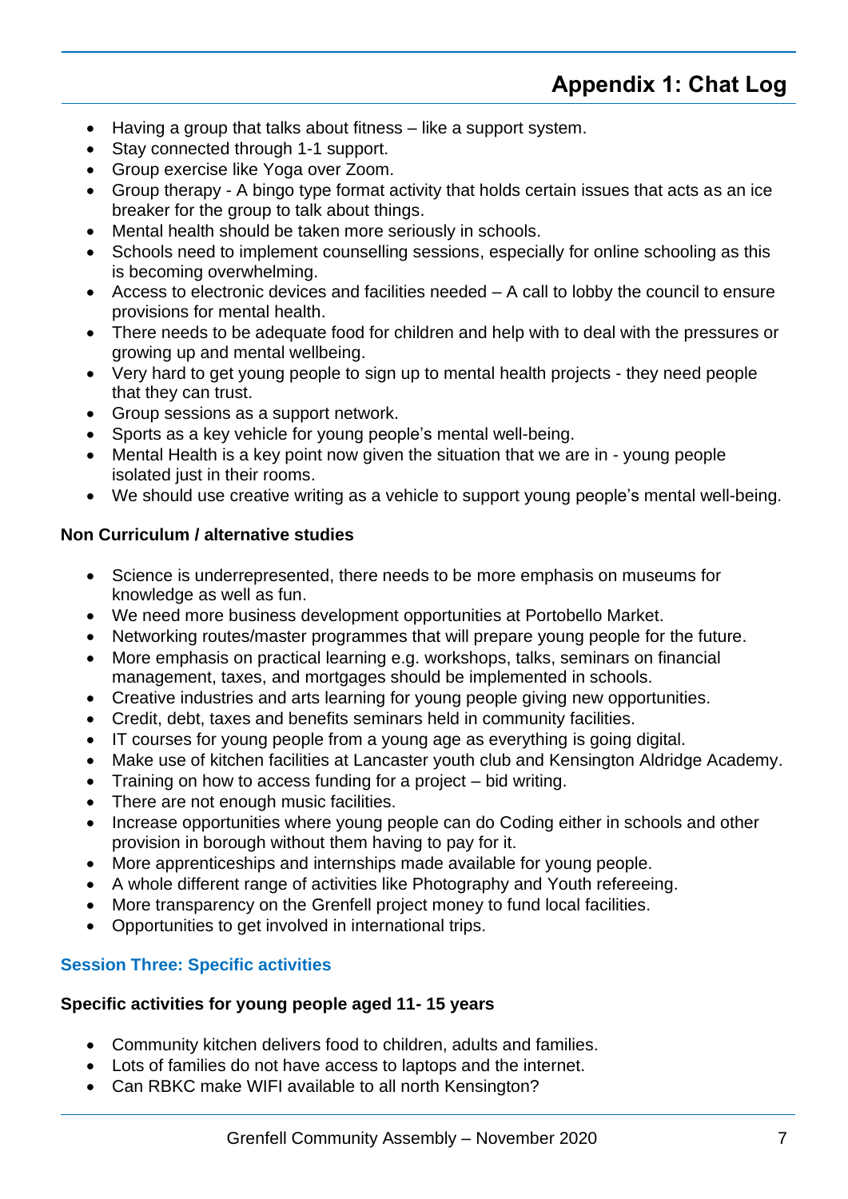- Having a group that talks about fitness – like a support system.
- Stay connected through 1-1 support.
- Group exercise like Yoga over Zoom.
- Group therapy - A bingo type format activity that holds certain issues that acts as an ice breaker for the group to talk about things.
- Mental health should be taken more seriously in schools.
- Schools need to implement counselling sessions, especially for online schooling as this is becoming overwhelming.
- Access to electronic devices and facilities needed – A call to lobby the council to ensure provisions for mental health.
- There needs to be adequate food for children and help with to deal with the pressures or growing up and mental wellbeing.
- Very hard to get young people to sign up to mental health projects - they need people that they can trust.
- Group sessions as a support network.
- Sports as a key vehicle for young people's mental well-being.
- Mental Health is a key point now given the situation that we are in - young people isolated just in their rooms.
- We should use creative writing as a vehicle to support young people's mental well-being.

**Non Curriculum / alternative studies**

- Science is underrepresented, there needs to be more emphasis on museums for knowledge as well as fun.
- We need more business development opportunities at Portobello Market.
- Networking routes/master programmes that will prepare young people for the future.
- More emphasis on practical learning e.g. workshops, talks, seminars on financial management, taxes, and mortgages should be implemented in schools.
- Creative industries and arts learning for young people giving new opportunities.
- Credit, debt, taxes and benefits seminars held in community facilities.
- IT courses for young people from a young age as everything is going digital.
- Make use of kitchen facilities at Lancaster youth club and Kensington Aldridge Academy.
- Training on how to access funding for a project – bid writing.
- There are not enough music facilities.
- Increase opportunities where young people can do Coding either in schools and other provision in borough without them having to pay for it.
- More apprenticeships and internships made available for young people.
- A whole different range of activities like Photography and Youth refereeing.
- More transparency on the Grenfell project money to fund local facilities.
- Opportunities to get involved in international trips.

### Session Three: Specific activities

**Specific activities for young people aged 11- 15 years**

- Community kitchen delivers food to children, adults and families.
- Lots of families do not have access to laptops and the internet.
- Can RBKC make WIFI available to all north Kensington?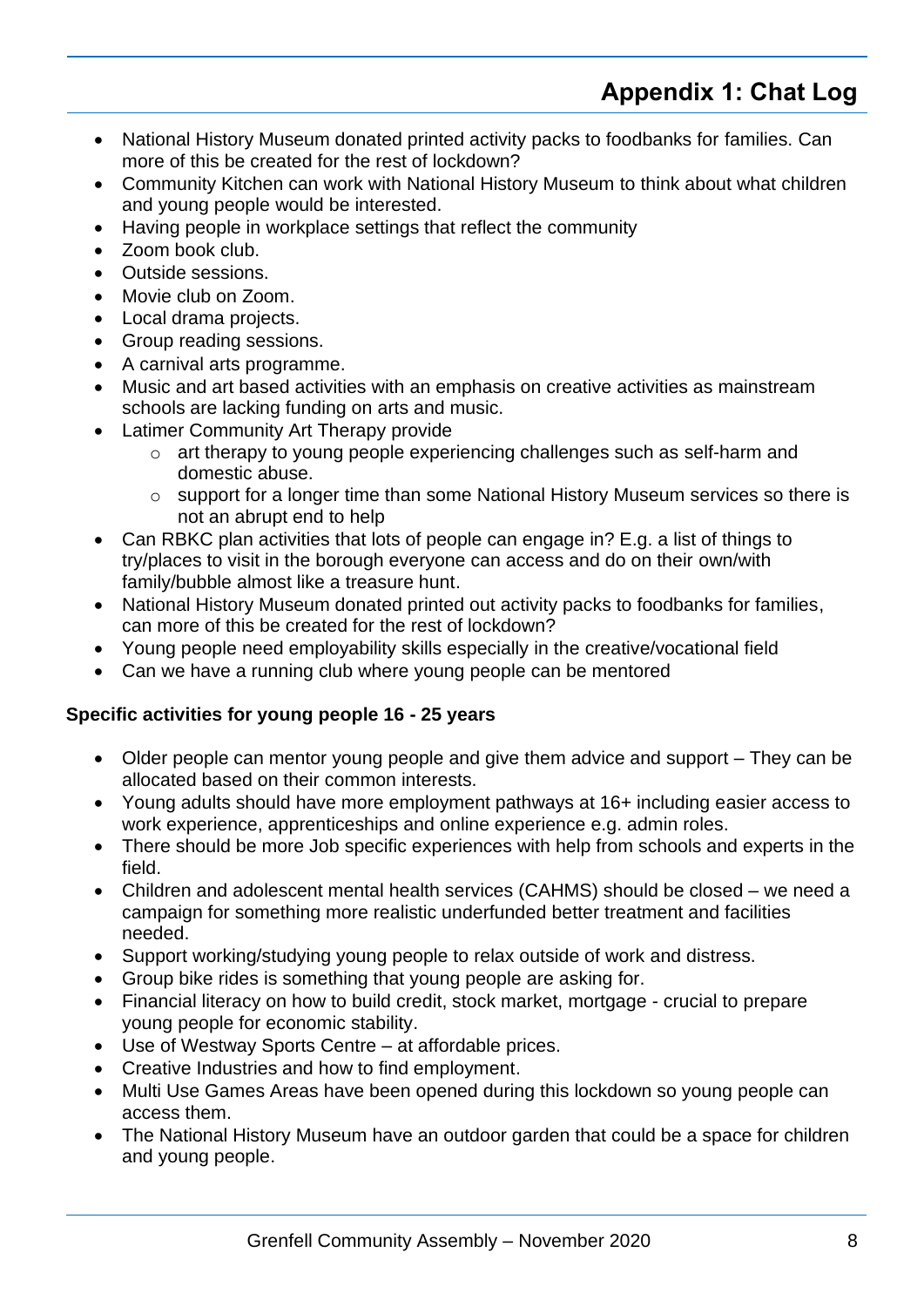## Appendix 1: Chat Log

- National History Museum donated printed activity packs to foodbanks for families. Can more of this be created for the rest of lockdown?
- Community Kitchen can work with National History Museum to think about what children and young people would be interested.
- Having people in workplace settings that reflect the community
- Zoom book club.
- Outside sessions.
- Movie club on Zoom.
- Local drama projects.
- Group reading sessions.
- A carnival arts programme.
- Music and art based activities with an emphasis on creative activities as mainstream schools are lacking funding on arts and music.
- Latimer Community Art Therapy provide
  - art therapy to young people experiencing challenges such as self-harm and domestic abuse.
  - support for a longer time than some National History Museum services so there is not an abrupt end to help
- Can RBKC plan activities that lots of people can engage in? E.g. a list of things to try/places to visit in the borough everyone can access and do on their own/with family/bubble almost like a treasure hunt.
- National History Museum donated printed out activity packs to foodbanks for families, can more of this be created for the rest of lockdown?
- Young people need employability skills especially in the creative/vocational field
- Can we have a running club where young people can be mentored

**Specific activities for young people 16 - 25 years**

- Older people can mentor young people and give them advice and support – They can be allocated based on their common interests.
- Young adults should have more employment pathways at 16+ including easier access to work experience, apprenticeships and online experience e.g. admin roles.
- There should be more Job specific experiences with help from schools and experts in the field.
- Children and adolescent mental health services (CAHMS) should be closed – we need a campaign for something more realistic underfunded better treatment and facilities needed.
- Support working/studying young people to relax outside of work and distress.
- Group bike rides is something that young people are asking for.
- Financial literacy on how to build credit, stock market, mortgage - crucial to prepare young people for economic stability.
- Use of Westway Sports Centre – at affordable prices.
- Creative Industries and how to find employment.
- Multi Use Games Areas have been opened during this lockdown so young people can access them.
- The National History Museum have an outdoor garden that could be a space for children and young people.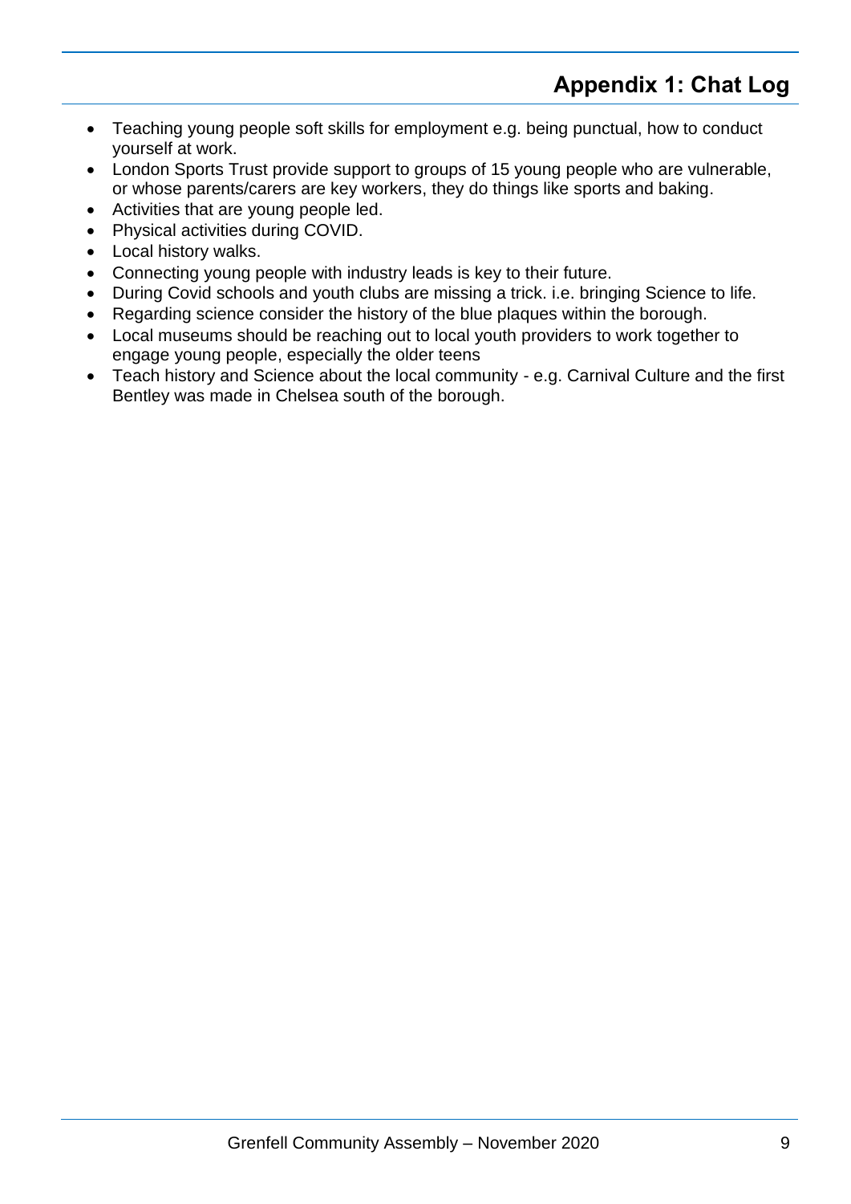## Appendix 1: Chat Log

- Teaching young people soft skills for employment e.g. being punctual, how to conduct yourself at work.
- London Sports Trust provide support to groups of 15 young people who are vulnerable, or whose parents/carers are key workers, they do things like sports and baking.
- Activities that are young people led.
- Physical activities during COVID.
- Local history walks.
- Connecting young people with industry leads is key to their future.
- During Covid schools and youth clubs are missing a trick. i.e. bringing Science to life.
- Regarding science consider the history of the blue plaques within the borough.
- Local museums should be reaching out to local youth providers to work together to engage young people, especially the older teens
- Teach history and Science about the local community - e.g. Carnival Culture and the first Bentley was made in Chelsea south of the borough.